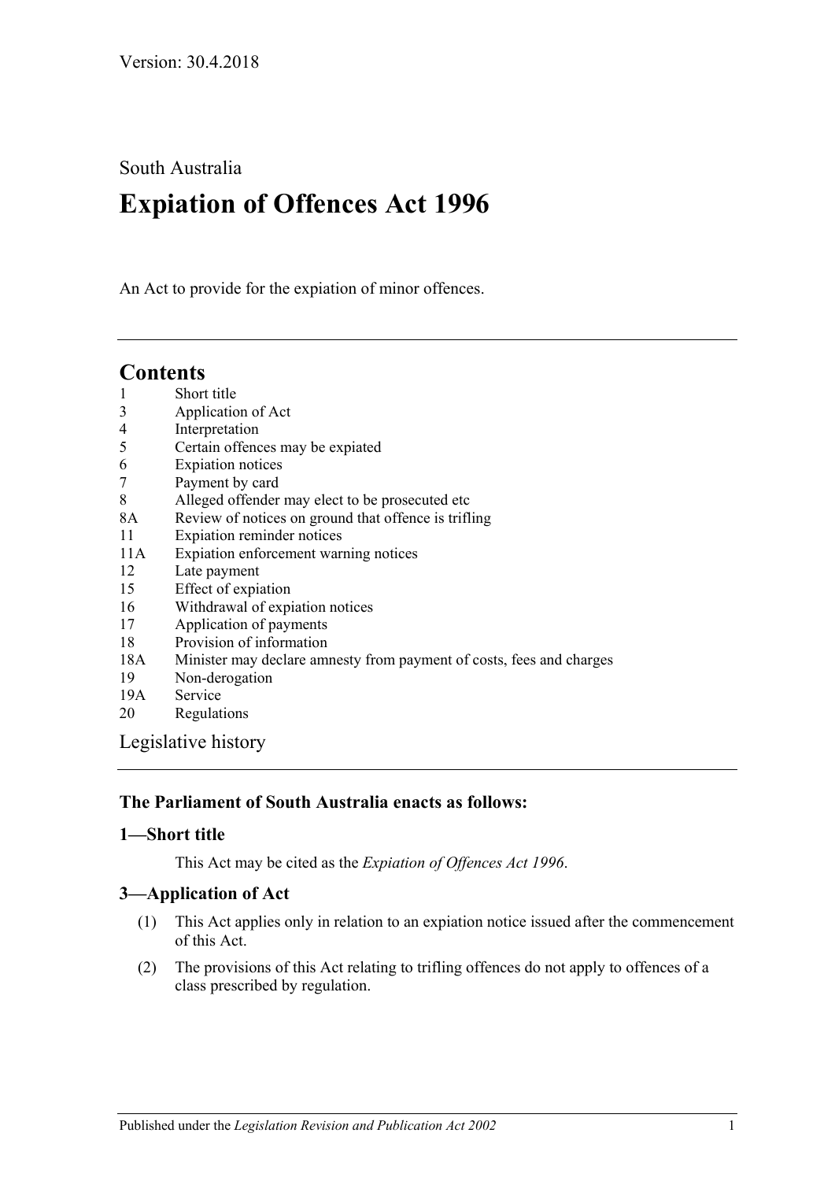Version: 30.4.2018

South Australia

# Expiation of Offences Act 1996

An Act to provide for the expiation of minor offences.

## Contents

1 Short title
3 Application of Act
4 Interpretation
5 Certain offences may be expiated
6 Expiation notices
7 Payment by card
8 Alleged offender may elect to be prosecuted etc
8A Review of notices on ground that offence is trifling
11 Expiation reminder notices
11A Expiation enforcement warning notices
12 Late payment
15 Effect of expiation
16 Withdrawal of expiation notices
17 Application of payments
18 Provision of information
18A Minister may declare amnesty from payment of costs, fees and charges
19 Non-derogation
19A Service
20 Regulations

Legislative history

**The Parliament of South Australia enacts as follows:**

### 1—Short title

This Act may be cited as the *Expiation of Offences Act 1996*.

### 3—Application of Act

(1) This Act applies only in relation to an expiation notice issued after the commencement of this Act.

(2) The provisions of this Act relating to trifling offences do not apply to offences of a class prescribed by regulation.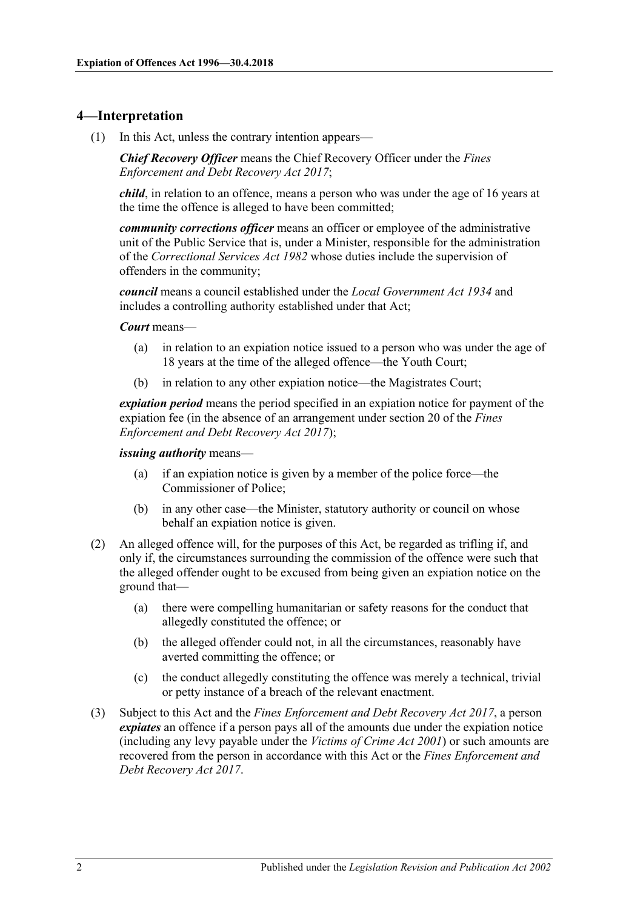## 4—Interpretation

(1) In this Act, unless the contrary intention appears—

***Chief Recovery Officer*** means the Chief Recovery Officer under the *Fines Enforcement and Debt Recovery Act 2017*;

***child***, in relation to an offence, means a person who was under the age of 16 years at the time the offence is alleged to have been committed;

***community corrections officer*** means an officer or employee of the administrative unit of the Public Service that is, under a Minister, responsible for the administration of the *Correctional Services Act 1982* whose duties include the supervision of offenders in the community;

***council*** means a council established under the *Local Government Act 1934* and includes a controlling authority established under that Act;

***Court*** means—

(a) in relation to an expiation notice issued to a person who was under the age of 18 years at the time of the alleged offence—the Youth Court;

(b) in relation to any other expiation notice—the Magistrates Court;

***expiation period*** means the period specified in an expiation notice for payment of the expiation fee (in the absence of an arrangement under section 20 of the *Fines Enforcement and Debt Recovery Act 2017*);

***issuing authority*** means—

(a) if an expiation notice is given by a member of the police force—the Commissioner of Police;

(b) in any other case—the Minister, statutory authority or council on whose behalf an expiation notice is given.

(2) An alleged offence will, for the purposes of this Act, be regarded as trifling if, and only if, the circumstances surrounding the commission of the offence were such that the alleged offender ought to be excused from being given an expiation notice on the ground that—

(a) there were compelling humanitarian or safety reasons for the conduct that allegedly constituted the offence; or

(b) the alleged offender could not, in all the circumstances, reasonably have averted committing the offence; or

(c) the conduct allegedly constituting the offence was merely a technical, trivial or petty instance of a breach of the relevant enactment.

(3) Subject to this Act and the *Fines Enforcement and Debt Recovery Act 2017*, a person ***expiates*** an offence if a person pays all of the amounts due under the expiation notice (including any levy payable under the *Victims of Crime Act 2001*) or such amounts are recovered from the person in accordance with this Act or the *Fines Enforcement and Debt Recovery Act 2017*.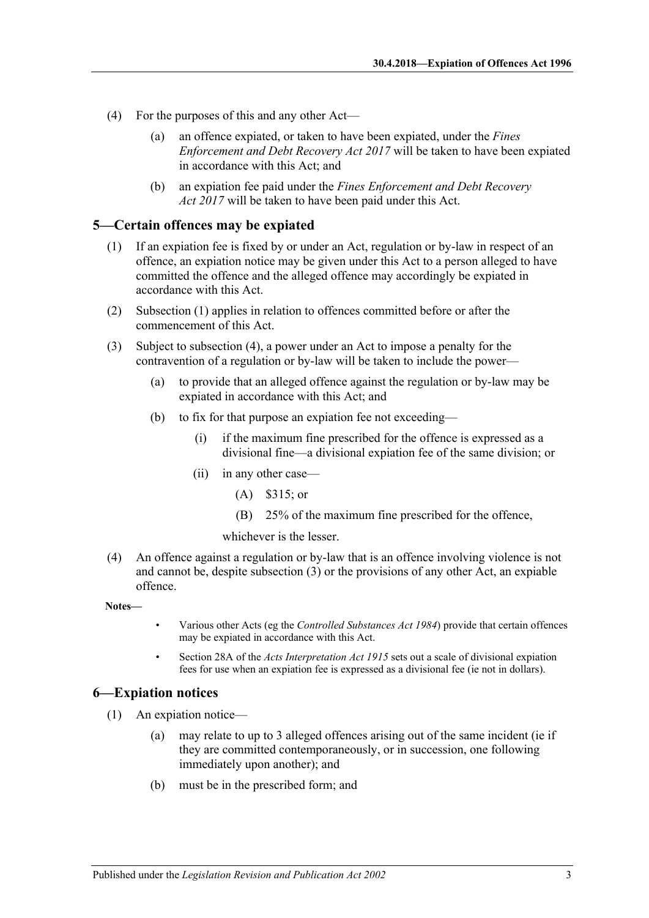(4) For the purposes of this and any other Act—

(a) an offence expiated, or taken to have been expiated, under the *Fines Enforcement and Debt Recovery Act 2017* will be taken to have been expiated in accordance with this Act; and

(b) an expiation fee paid under the *Fines Enforcement and Debt Recovery Act 2017* will be taken to have been paid under this Act.

## 5—Certain offences may be expiated

(1) If an expiation fee is fixed by or under an Act, regulation or by-law in respect of an offence, an expiation notice may be given under this Act to a person alleged to have committed the offence and the alleged offence may accordingly be expiated in accordance with this Act.

(2) Subsection (1) applies in relation to offences committed before or after the commencement of this Act.

(3) Subject to subsection (4), a power under an Act to impose a penalty for the contravention of a regulation or by-law will be taken to include the power—

(a) to provide that an alleged offence against the regulation or by-law may be expiated in accordance with this Act; and

(b) to fix for that purpose an expiation fee not exceeding—

(i) if the maximum fine prescribed for the offence is expressed as a divisional fine—a divisional expiation fee of the same division; or

(ii) in any other case—

(A) $315; or

(B) 25% of the maximum fine prescribed for the offence,

whichever is the lesser.

(4) An offence against a regulation or by-law that is an offence involving violence is not and cannot be, despite subsection (3) or the provisions of any other Act, an expiable offence.

**Notes—**

- Various other Acts (eg the *Controlled Substances Act 1984*) provide that certain offences may be expiated in accordance with this Act.
- Section 28A of the *Acts Interpretation Act 1915* sets out a scale of divisional expiation fees for use when an expiation fee is expressed as a divisional fee (ie not in dollars).

## 6—Expiation notices

(1) An expiation notice—

(a) may relate to up to 3 alleged offences arising out of the same incident (ie if they are committed contemporaneously, or in succession, one following immediately upon another); and

(b) must be in the prescribed form; and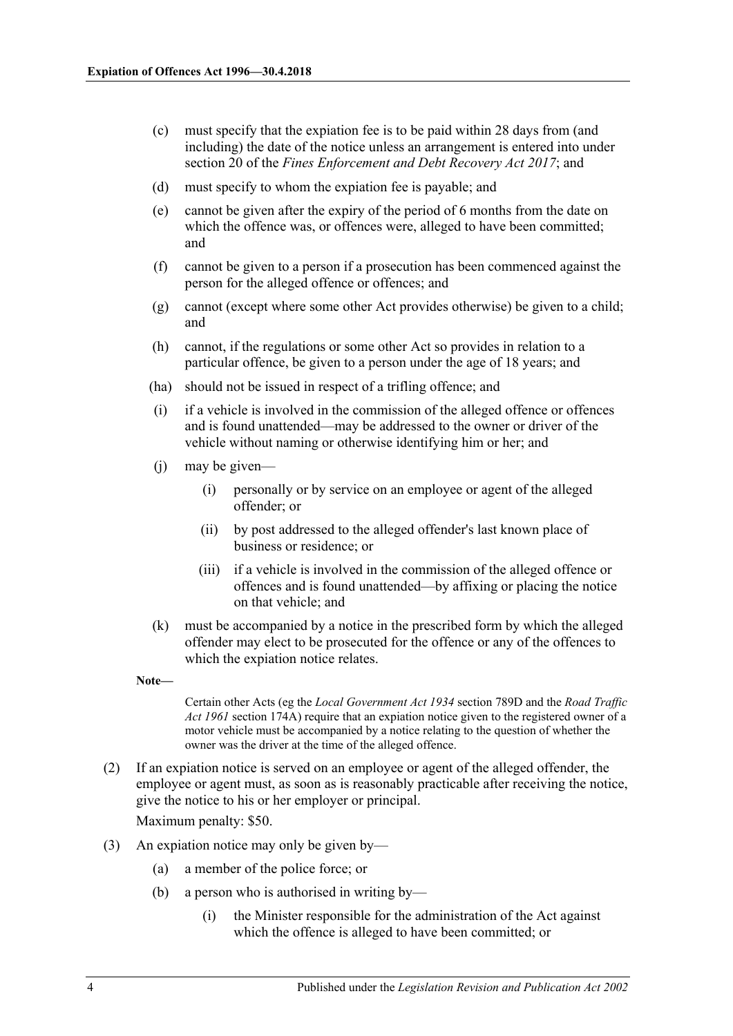(c) must specify that the expiation fee is to be paid within 28 days from (and including) the date of the notice unless an arrangement is entered into under section 20 of the *Fines Enforcement and Debt Recovery Act 2017*; and

(d) must specify to whom the expiation fee is payable; and

(e) cannot be given after the expiry of the period of 6 months from the date on which the offence was, or offences were, alleged to have been committed; and

(f) cannot be given to a person if a prosecution has been commenced against the person for the alleged offence or offences; and

(g) cannot (except where some other Act provides otherwise) be given to a child; and

(h) cannot, if the regulations or some other Act so provides in relation to a particular offence, be given to a person under the age of 18 years; and

(ha) should not be issued in respect of a trifling offence; and

(i) if a vehicle is involved in the commission of the alleged offence or offences and is found unattended—may be addressed to the owner or driver of the vehicle without naming or otherwise identifying him or her; and

(j) may be given—

  (i) personally or by service on an employee or agent of the alleged offender; or

  (ii) by post addressed to the alleged offender's last known place of business or residence; or

  (iii) if a vehicle is involved in the commission of the alleged offence or offences and is found unattended—by affixing or placing the notice on that vehicle; and

(k) must be accompanied by a notice in the prescribed form by which the alleged offender may elect to be prosecuted for the offence or any of the offences to which the expiation notice relates.

**Note—**

Certain other Acts (eg the *Local Government Act 1934* section 789D and the *Road Traffic Act 1961* section 174A) require that an expiation notice given to the registered owner of a motor vehicle must be accompanied by a notice relating to the question of whether the owner was the driver at the time of the alleged offence.

(2) If an expiation notice is served on an employee or agent of the alleged offender, the employee or agent must, as soon as is reasonably practicable after receiving the notice, give the notice to his or her employer or principal.

Maximum penalty: $50.

(3) An expiation notice may only be given by—

  (a) a member of the police force; or

  (b) a person who is authorised in writing by—

    (i) the Minister responsible for the administration of the Act against which the offence is alleged to have been committed; or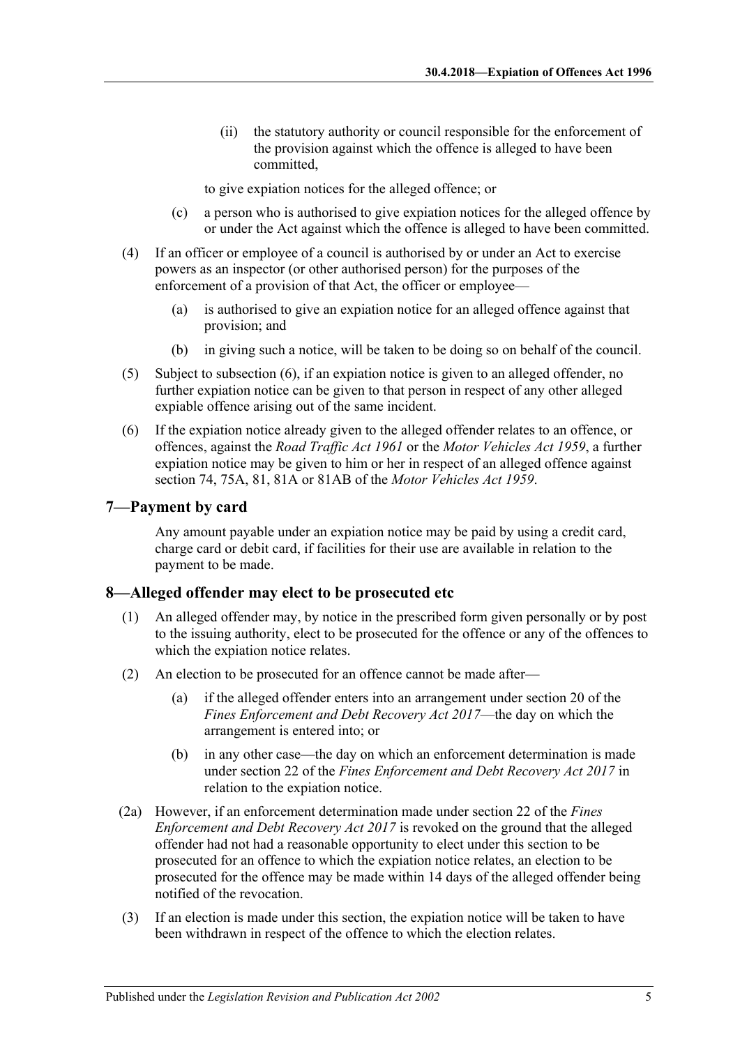(ii) the statutory authority or council responsible for the enforcement of the provision against which the offence is alleged to have been committed,

to give expiation notices for the alleged offence; or

(c) a person who is authorised to give expiation notices for the alleged offence by or under the Act against which the offence is alleged to have been committed.

(4) If an officer or employee of a council is authorised by or under an Act to exercise powers as an inspector (or other authorised person) for the purposes of the enforcement of a provision of that Act, the officer or employee—

(a) is authorised to give an expiation notice for an alleged offence against that provision; and

(b) in giving such a notice, will be taken to be doing so on behalf of the council.

(5) Subject to subsection (6), if an expiation notice is given to an alleged offender, no further expiation notice can be given to that person in respect of any other alleged expiable offence arising out of the same incident.

(6) If the expiation notice already given to the alleged offender relates to an offence, or offences, against the *Road Traffic Act 1961* or the *Motor Vehicles Act 1959*, a further expiation notice may be given to him or her in respect of an alleged offence against section 74, 75A, 81, 81A or 81AB of the *Motor Vehicles Act 1959*.

## 7—Payment by card

Any amount payable under an expiation notice may be paid by using a credit card, charge card or debit card, if facilities for their use are available in relation to the payment to be made.

## 8—Alleged offender may elect to be prosecuted etc

(1) An alleged offender may, by notice in the prescribed form given personally or by post to the issuing authority, elect to be prosecuted for the offence or any of the offences to which the expiation notice relates.

(2) An election to be prosecuted for an offence cannot be made after—

(a) if the alleged offender enters into an arrangement under section 20 of the *Fines Enforcement and Debt Recovery Act 2017*—the day on which the arrangement is entered into; or

(b) in any other case—the day on which an enforcement determination is made under section 22 of the *Fines Enforcement and Debt Recovery Act 2017* in relation to the expiation notice.

(2a) However, if an enforcement determination made under section 22 of the *Fines Enforcement and Debt Recovery Act 2017* is revoked on the ground that the alleged offender had not had a reasonable opportunity to elect under this section to be prosecuted for an offence to which the expiation notice relates, an election to be prosecuted for the offence may be made within 14 days of the alleged offender being notified of the revocation.

(3) If an election is made under this section, the expiation notice will be taken to have been withdrawn in respect of the offence to which the election relates.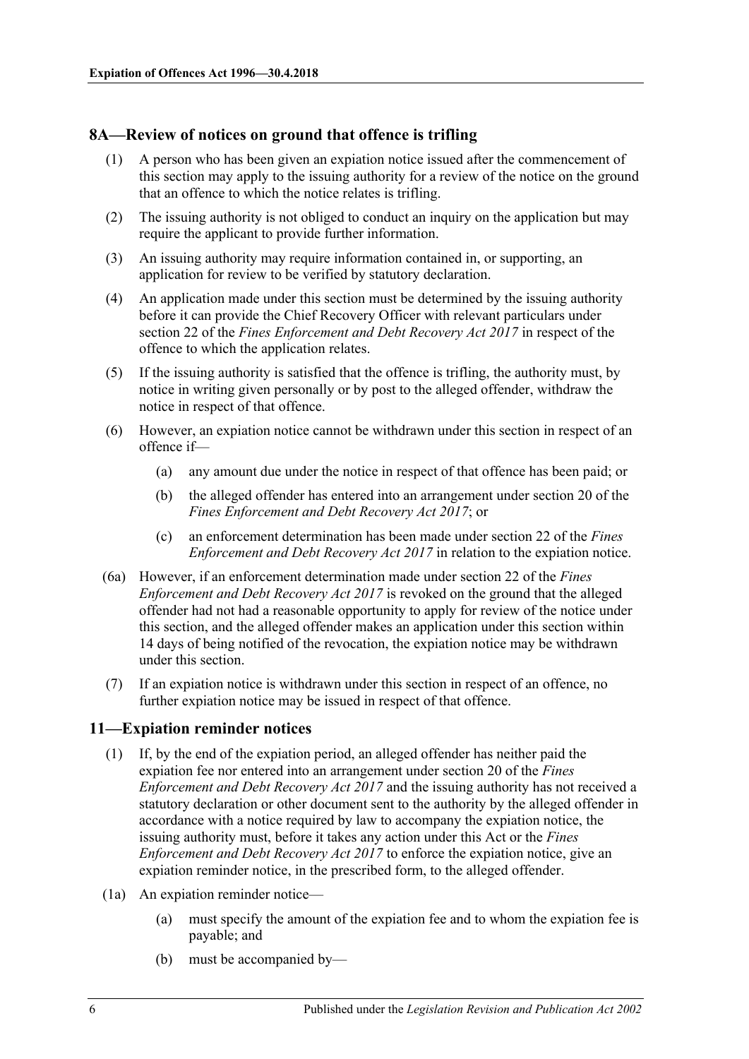## 8A—Review of notices on ground that offence is trifling

(1) A person who has been given an expiation notice issued after the commencement of this section may apply to the issuing authority for a review of the notice on the ground that an offence to which the notice relates is trifling.

(2) The issuing authority is not obliged to conduct an inquiry on the application but may require the applicant to provide further information.

(3) An issuing authority may require information contained in, or supporting, an application for review to be verified by statutory declaration.

(4) An application made under this section must be determined by the issuing authority before it can provide the Chief Recovery Officer with relevant particulars under section 22 of the *Fines Enforcement and Debt Recovery Act 2017* in respect of the offence to which the application relates.

(5) If the issuing authority is satisfied that the offence is trifling, the authority must, by notice in writing given personally or by post to the alleged offender, withdraw the notice in respect of that offence.

(6) However, an expiation notice cannot be withdrawn under this section in respect of an offence if—

- (a) any amount due under the notice in respect of that offence has been paid; or
- (b) the alleged offender has entered into an arrangement under section 20 of the *Fines Enforcement and Debt Recovery Act 2017*; or
- (c) an enforcement determination has been made under section 22 of the *Fines Enforcement and Debt Recovery Act 2017* in relation to the expiation notice.

(6a) However, if an enforcement determination made under section 22 of the *Fines Enforcement and Debt Recovery Act 2017* is revoked on the ground that the alleged offender had not had a reasonable opportunity to apply for review of the notice under this section, and the alleged offender makes an application under this section within 14 days of being notified of the revocation, the expiation notice may be withdrawn under this section.

(7) If an expiation notice is withdrawn under this section in respect of an offence, no further expiation notice may be issued in respect of that offence.

## 11—Expiation reminder notices

(1) If, by the end of the expiation period, an alleged offender has neither paid the expiation fee nor entered into an arrangement under section 20 of the *Fines Enforcement and Debt Recovery Act 2017* and the issuing authority has not received a statutory declaration or other document sent to the authority by the alleged offender in accordance with a notice required by law to accompany the expiation notice, the issuing authority must, before it takes any action under this Act or the *Fines Enforcement and Debt Recovery Act 2017* to enforce the expiation notice, give an expiation reminder notice, in the prescribed form, to the alleged offender.

(1a) An expiation reminder notice—

- (a) must specify the amount of the expiation fee and to whom the expiation fee is payable; and
- (b) must be accompanied by—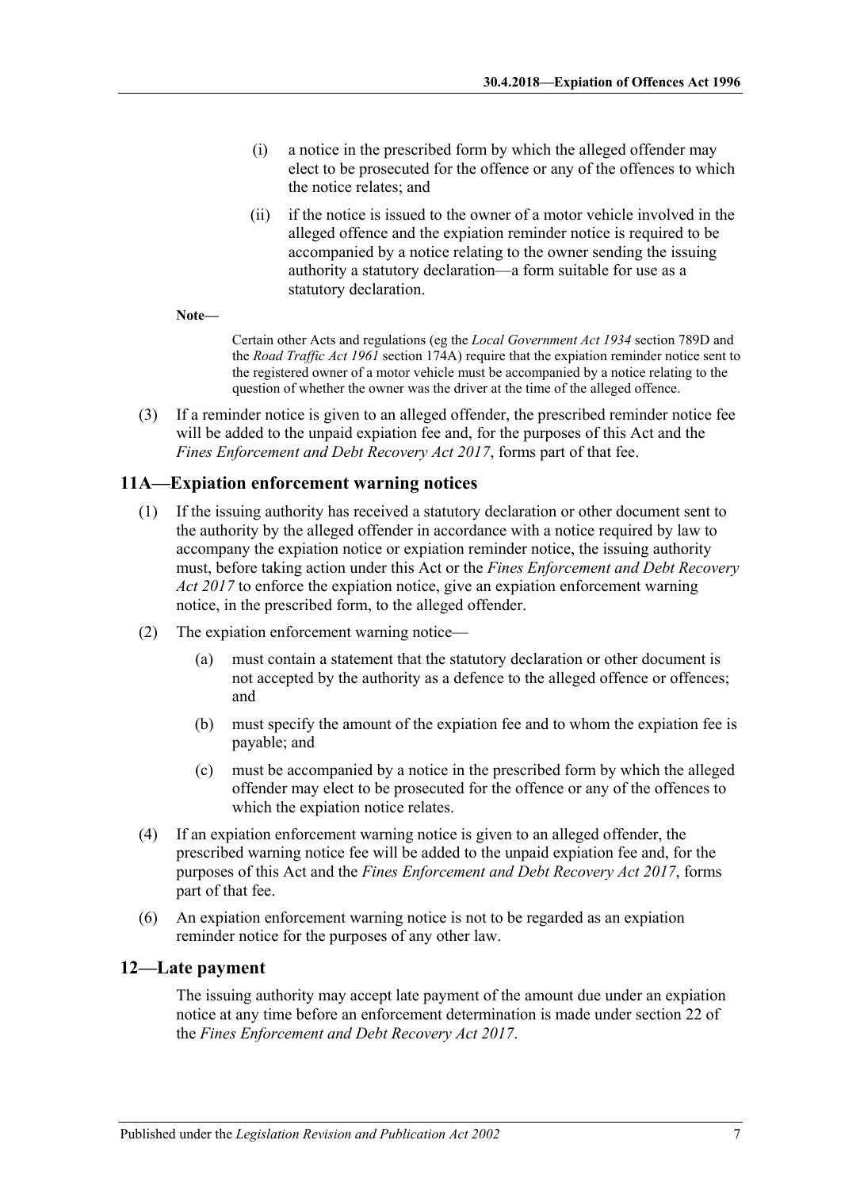(i) a notice in the prescribed form by which the alleged offender may elect to be prosecuted for the offence or any of the offences to which the notice relates; and

(ii) if the notice is issued to the owner of a motor vehicle involved in the alleged offence and the expiation reminder notice is required to be accompanied by a notice relating to the owner sending the issuing authority a statutory declaration—a form suitable for use as a statutory declaration.

**Note—**

Certain other Acts and regulations (eg the *Local Government Act 1934* section 789D and the *Road Traffic Act 1961* section 174A) require that the expiation reminder notice sent to the registered owner of a motor vehicle must be accompanied by a notice relating to the question of whether the owner was the driver at the time of the alleged offence.

(3) If a reminder notice is given to an alleged offender, the prescribed reminder notice fee will be added to the unpaid expiation fee and, for the purposes of this Act and the *Fines Enforcement and Debt Recovery Act 2017*, forms part of that fee.

## 11A—Expiation enforcement warning notices

(1) If the issuing authority has received a statutory declaration or other document sent to the authority by the alleged offender in accordance with a notice required by law to accompany the expiation notice or expiation reminder notice, the issuing authority must, before taking action under this Act or the *Fines Enforcement and Debt Recovery Act 2017* to enforce the expiation notice, give an expiation enforcement warning notice, in the prescribed form, to the alleged offender.

(2) The expiation enforcement warning notice—

(a) must contain a statement that the statutory declaration or other document is not accepted by the authority as a defence to the alleged offence or offences; and

(b) must specify the amount of the expiation fee and to whom the expiation fee is payable; and

(c) must be accompanied by a notice in the prescribed form by which the alleged offender may elect to be prosecuted for the offence or any of the offences to which the expiation notice relates.

(4) If an expiation enforcement warning notice is given to an alleged offender, the prescribed warning notice fee will be added to the unpaid expiation fee and, for the purposes of this Act and the *Fines Enforcement and Debt Recovery Act 2017*, forms part of that fee.

(6) An expiation enforcement warning notice is not to be regarded as an expiation reminder notice for the purposes of any other law.

## 12—Late payment

The issuing authority may accept late payment of the amount due under an expiation notice at any time before an enforcement determination is made under section 22 of the *Fines Enforcement and Debt Recovery Act 2017*.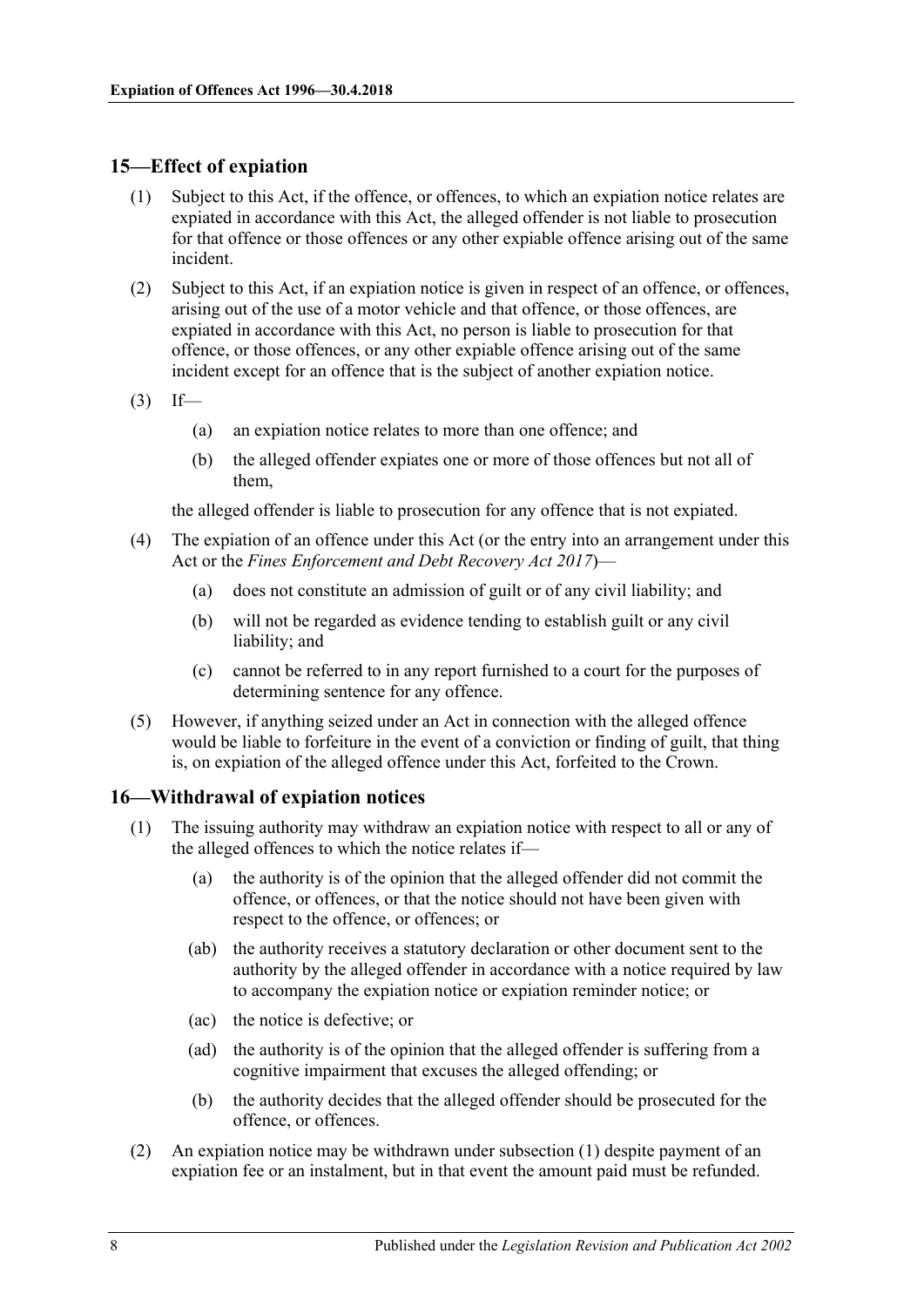## 15—Effect of expiation

(1) Subject to this Act, if the offence, or offences, to which an expiation notice relates are expiated in accordance with this Act, the alleged offender is not liable to prosecution for that offence or those offences or any other expiable offence arising out of the same incident.

(2) Subject to this Act, if an expiation notice is given in respect of an offence, or offences, arising out of the use of a motor vehicle and that offence, or those offences, are expiated in accordance with this Act, no person is liable to prosecution for that offence, or those offences, or any other expiable offence arising out of the same incident except for an offence that is the subject of another expiation notice.

(3) If—

- (a) an expiation notice relates to more than one offence; and
- (b) the alleged offender expiates one or more of those offences but not all of them,

the alleged offender is liable to prosecution for any offence that is not expiated.

(4) The expiation of an offence under this Act (or the entry into an arrangement under this Act or the *Fines Enforcement and Debt Recovery Act 2017*)—

- (a) does not constitute an admission of guilt or of any civil liability; and
- (b) will not be regarded as evidence tending to establish guilt or any civil liability; and
- (c) cannot be referred to in any report furnished to a court for the purposes of determining sentence for any offence.

(5) However, if anything seized under an Act in connection with the alleged offence would be liable to forfeiture in the event of a conviction or finding of guilt, that thing is, on expiation of the alleged offence under this Act, forfeited to the Crown.

## 16—Withdrawal of expiation notices

(1) The issuing authority may withdraw an expiation notice with respect to all or any of the alleged offences to which the notice relates if—

- (a) the authority is of the opinion that the alleged offender did not commit the offence, or offences, or that the notice should not have been given with respect to the offence, or offences; or
- (ab) the authority receives a statutory declaration or other document sent to the authority by the alleged offender in accordance with a notice required by law to accompany the expiation notice or expiation reminder notice; or
- (ac) the notice is defective; or
- (ad) the authority is of the opinion that the alleged offender is suffering from a cognitive impairment that excuses the alleged offending; or
- (b) the authority decides that the alleged offender should be prosecuted for the offence, or offences.

(2) An expiation notice may be withdrawn under subsection (1) despite payment of an expiation fee or an instalment, but in that event the amount paid must be refunded.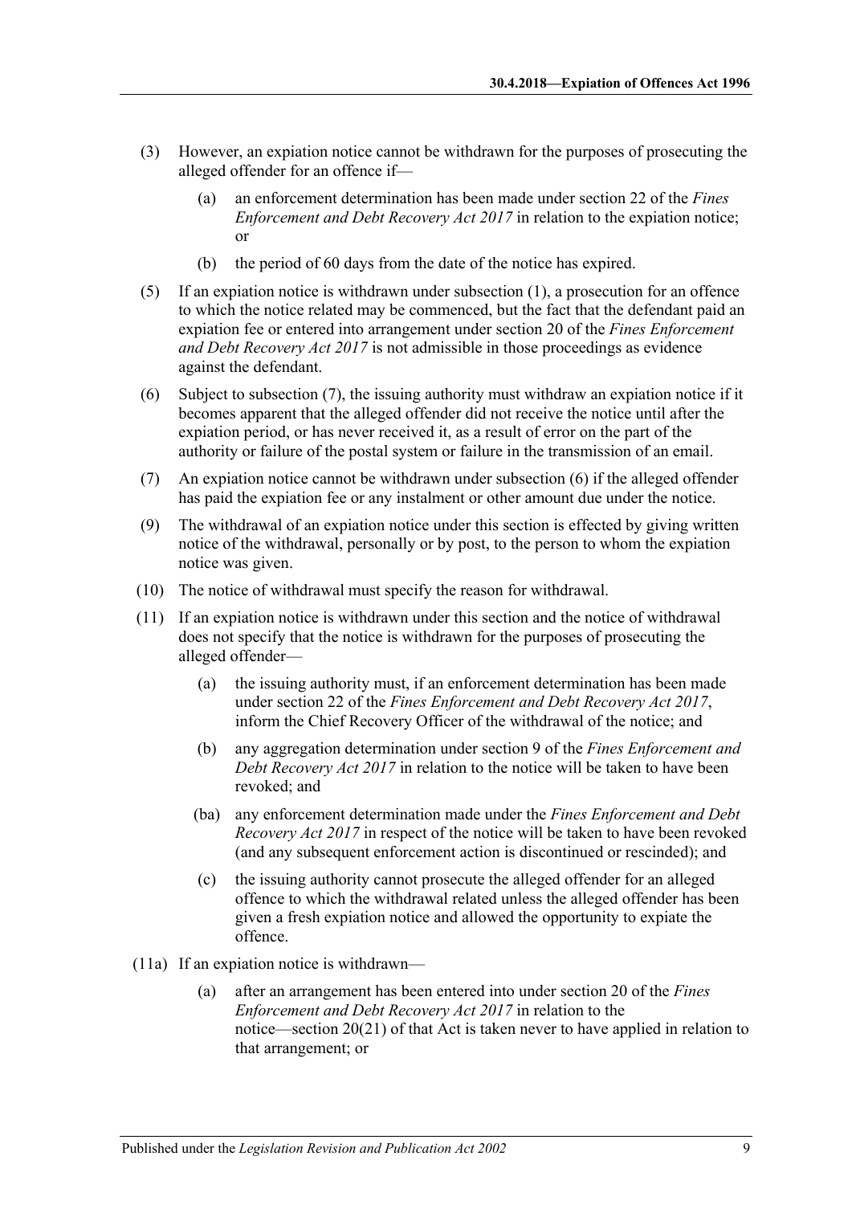(3) However, an expiation notice cannot be withdrawn for the purposes of prosecuting the alleged offender for an offence if—

  (a) an enforcement determination has been made under section 22 of the *Fines Enforcement and Debt Recovery Act 2017* in relation to the expiation notice; or

  (b) the period of 60 days from the date of the notice has expired.

(5) If an expiation notice is withdrawn under subsection (1), a prosecution for an offence to which the notice related may be commenced, but the fact that the defendant paid an expiation fee or entered into arrangement under section 20 of the *Fines Enforcement and Debt Recovery Act 2017* is not admissible in those proceedings as evidence against the defendant.

(6) Subject to subsection (7), the issuing authority must withdraw an expiation notice if it becomes apparent that the alleged offender did not receive the notice until after the expiation period, or has never received it, as a result of error on the part of the authority or failure of the postal system or failure in the transmission of an email.

(7) An expiation notice cannot be withdrawn under subsection (6) if the alleged offender has paid the expiation fee or any instalment or other amount due under the notice.

(9) The withdrawal of an expiation notice under this section is effected by giving written notice of the withdrawal, personally or by post, to the person to whom the expiation notice was given.

(10) The notice of withdrawal must specify the reason for withdrawal.

(11) If an expiation notice is withdrawn under this section and the notice of withdrawal does not specify that the notice is withdrawn for the purposes of prosecuting the alleged offender—

  (a) the issuing authority must, if an enforcement determination has been made under section 22 of the *Fines Enforcement and Debt Recovery Act 2017*, inform the Chief Recovery Officer of the withdrawal of the notice; and

  (b) any aggregation determination under section 9 of the *Fines Enforcement and Debt Recovery Act 2017* in relation to the notice will be taken to have been revoked; and

  (ba) any enforcement determination made under the *Fines Enforcement and Debt Recovery Act 2017* in respect of the notice will be taken to have been revoked (and any subsequent enforcement action is discontinued or rescinded); and

  (c) the issuing authority cannot prosecute the alleged offender for an alleged offence to which the withdrawal related unless the alleged offender has been given a fresh expiation notice and allowed the opportunity to expiate the offence.

(11a) If an expiation notice is withdrawn—

  (a) after an arrangement has been entered into under section 20 of the *Fines Enforcement and Debt Recovery Act 2017* in relation to the notice—section 20(21) of that Act is taken never to have applied in relation to that arrangement; or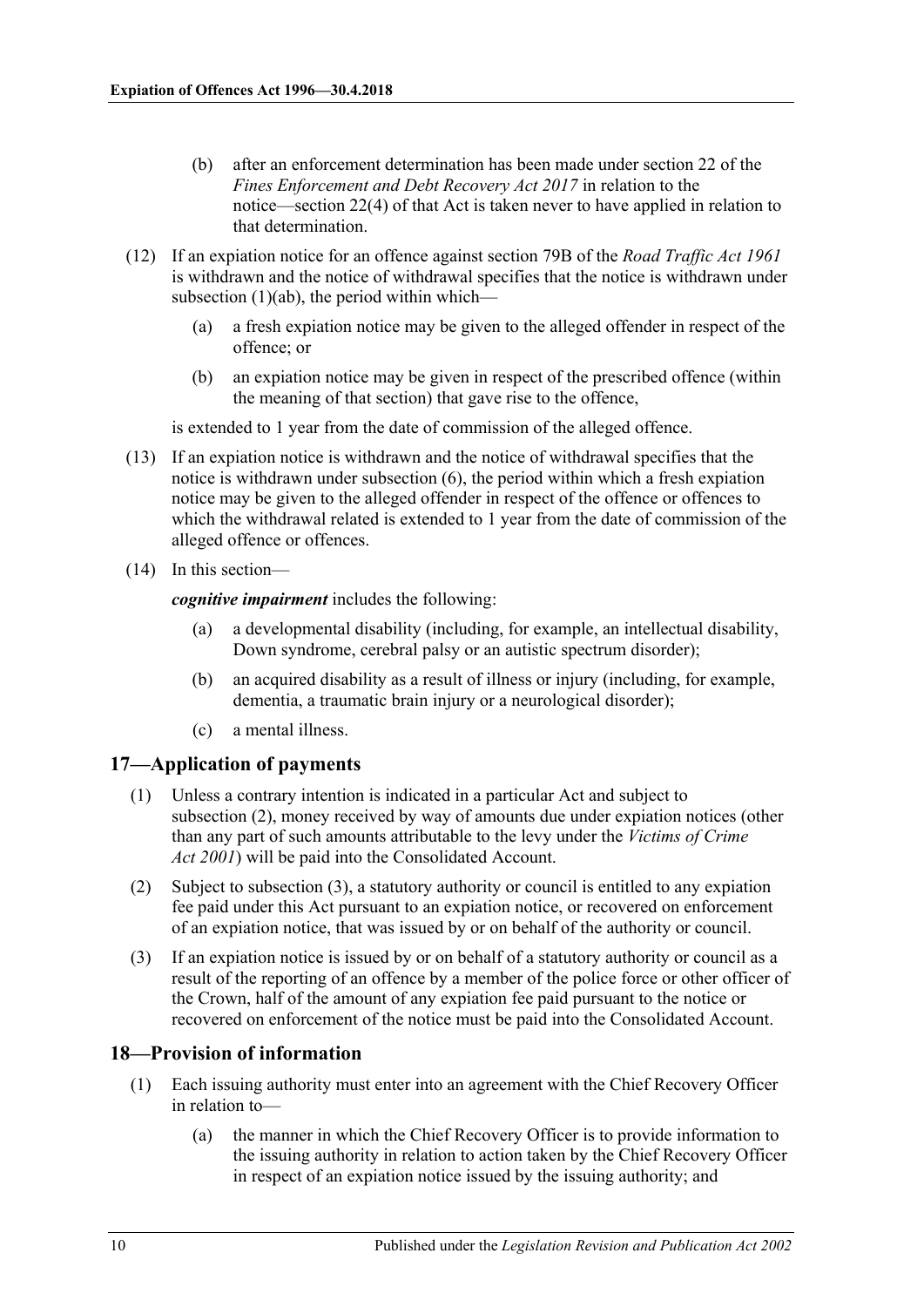(b) after an enforcement determination has been made under section 22 of the *Fines Enforcement and Debt Recovery Act 2017* in relation to the notice—section 22(4) of that Act is taken never to have applied in relation to that determination.

(12) If an expiation notice for an offence against section 79B of the *Road Traffic Act 1961* is withdrawn and the notice of withdrawal specifies that the notice is withdrawn under subsection (1)(ab), the period within which—

(a) a fresh expiation notice may be given to the alleged offender in respect of the offence; or

(b) an expiation notice may be given in respect of the prescribed offence (within the meaning of that section) that gave rise to the offence,

is extended to 1 year from the date of commission of the alleged offence.

(13) If an expiation notice is withdrawn and the notice of withdrawal specifies that the notice is withdrawn under subsection (6), the period within which a fresh expiation notice may be given to the alleged offender in respect of the offence or offences to which the withdrawal related is extended to 1 year from the date of commission of the alleged offence or offences.

(14) In this section—

***cognitive impairment*** includes the following:

(a) a developmental disability (including, for example, an intellectual disability, Down syndrome, cerebral palsy or an autistic spectrum disorder);

(b) an acquired disability as a result of illness or injury (including, for example, dementia, a traumatic brain injury or a neurological disorder);

(c) a mental illness.

## 17—Application of payments

(1) Unless a contrary intention is indicated in a particular Act and subject to subsection (2), money received by way of amounts due under expiation notices (other than any part of such amounts attributable to the levy under the *Victims of Crime Act 2001*) will be paid into the Consolidated Account.

(2) Subject to subsection (3), a statutory authority or council is entitled to any expiation fee paid under this Act pursuant to an expiation notice, or recovered on enforcement of an expiation notice, that was issued by or on behalf of the authority or council.

(3) If an expiation notice is issued by or on behalf of a statutory authority or council as a result of the reporting of an offence by a member of the police force or other officer of the Crown, half of the amount of any expiation fee paid pursuant to the notice or recovered on enforcement of the notice must be paid into the Consolidated Account.

## 18—Provision of information

(1) Each issuing authority must enter into an agreement with the Chief Recovery Officer in relation to—

(a) the manner in which the Chief Recovery Officer is to provide information to the issuing authority in relation to action taken by the Chief Recovery Officer in respect of an expiation notice issued by the issuing authority; and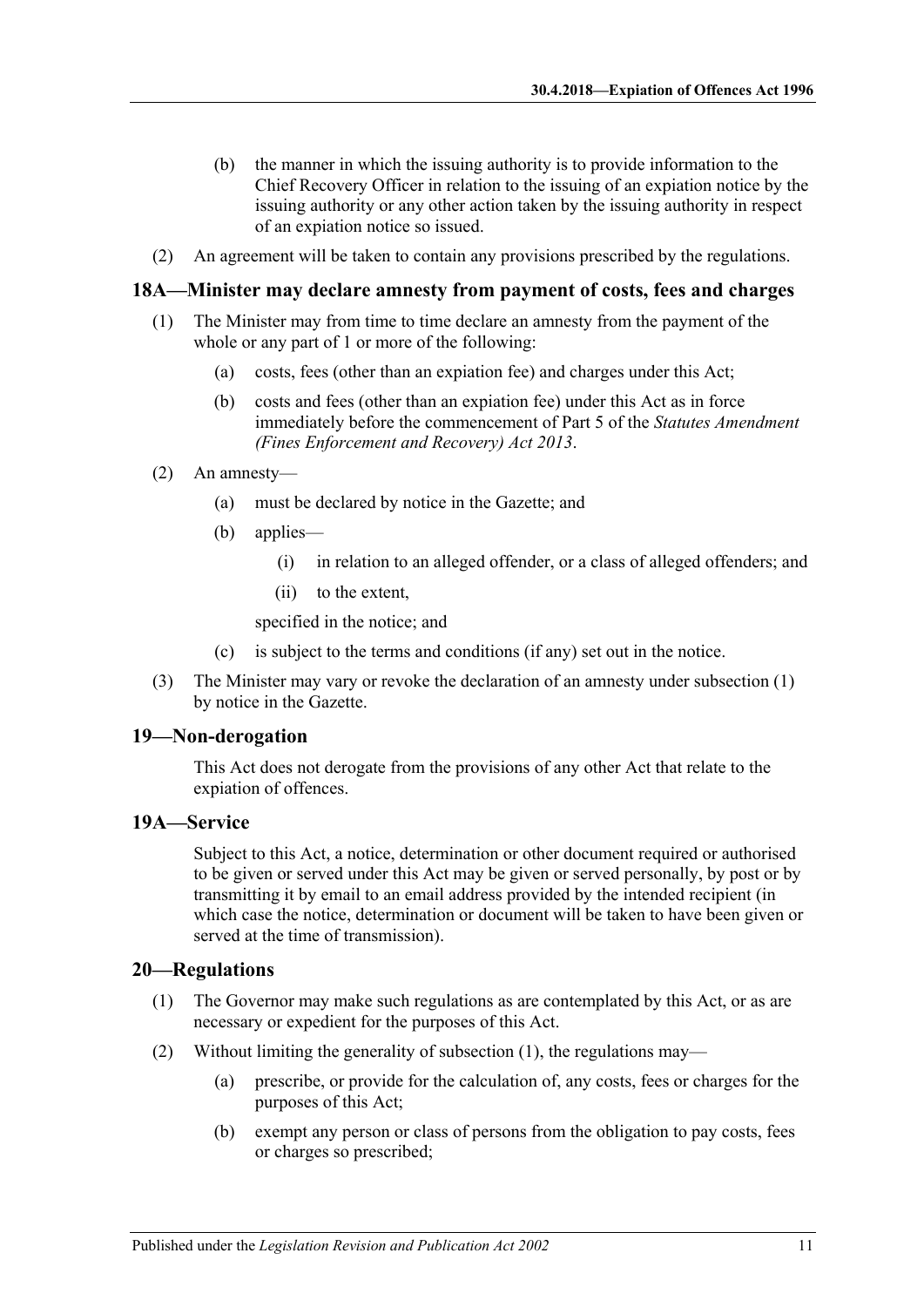(b) the manner in which the issuing authority is to provide information to the Chief Recovery Officer in relation to the issuing of an expiation notice by the issuing authority or any other action taken by the issuing authority in respect of an expiation notice so issued.

(2) An agreement will be taken to contain any provisions prescribed by the regulations.

## 18A—Minister may declare amnesty from payment of costs, fees and charges

(1) The Minister may from time to time declare an amnesty from the payment of the whole or any part of 1 or more of the following:

(a) costs, fees (other than an expiation fee) and charges under this Act;

(b) costs and fees (other than an expiation fee) under this Act as in force immediately before the commencement of Part 5 of the *Statutes Amendment (Fines Enforcement and Recovery) Act 2013*.

(2) An amnesty—

(a) must be declared by notice in the Gazette; and

(b) applies—

(i) in relation to an alleged offender, or a class of alleged offenders; and

(ii) to the extent,

specified in the notice; and

(c) is subject to the terms and conditions (if any) set out in the notice.

(3) The Minister may vary or revoke the declaration of an amnesty under subsection (1) by notice in the Gazette.

## 19—Non-derogation

This Act does not derogate from the provisions of any other Act that relate to the expiation of offences.

## 19A—Service

Subject to this Act, a notice, determination or other document required or authorised to be given or served under this Act may be given or served personally, by post or by transmitting it by email to an email address provided by the intended recipient (in which case the notice, determination or document will be taken to have been given or served at the time of transmission).

## 20—Regulations

(1) The Governor may make such regulations as are contemplated by this Act, or as are necessary or expedient for the purposes of this Act.

(2) Without limiting the generality of subsection (1), the regulations may—

(a) prescribe, or provide for the calculation of, any costs, fees or charges for the purposes of this Act;

(b) exempt any person or class of persons from the obligation to pay costs, fees or charges so prescribed;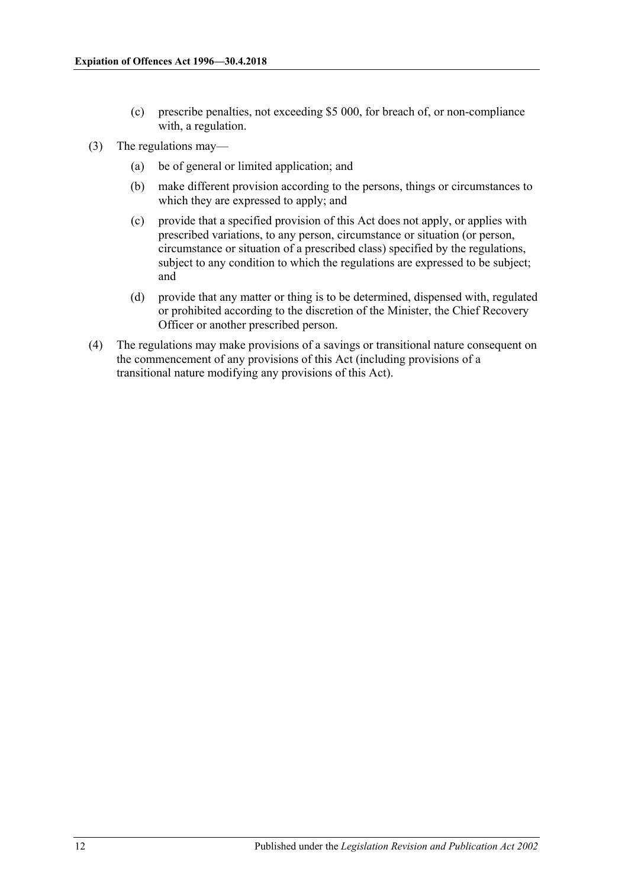(c) prescribe penalties, not exceeding $5 000, for breach of, or non-compliance with, a regulation.

(3) The regulations may—

(a) be of general or limited application; and

(b) make different provision according to the persons, things or circumstances to which they are expressed to apply; and

(c) provide that a specified provision of this Act does not apply, or applies with prescribed variations, to any person, circumstance or situation (or person, circumstance or situation of a prescribed class) specified by the regulations, subject to any condition to which the regulations are expressed to be subject; and

(d) provide that any matter or thing is to be determined, dispensed with, regulated or prohibited according to the discretion of the Minister, the Chief Recovery Officer or another prescribed person.

(4) The regulations may make provisions of a savings or transitional nature consequent on the commencement of any provisions of this Act (including provisions of a transitional nature modifying any provisions of this Act).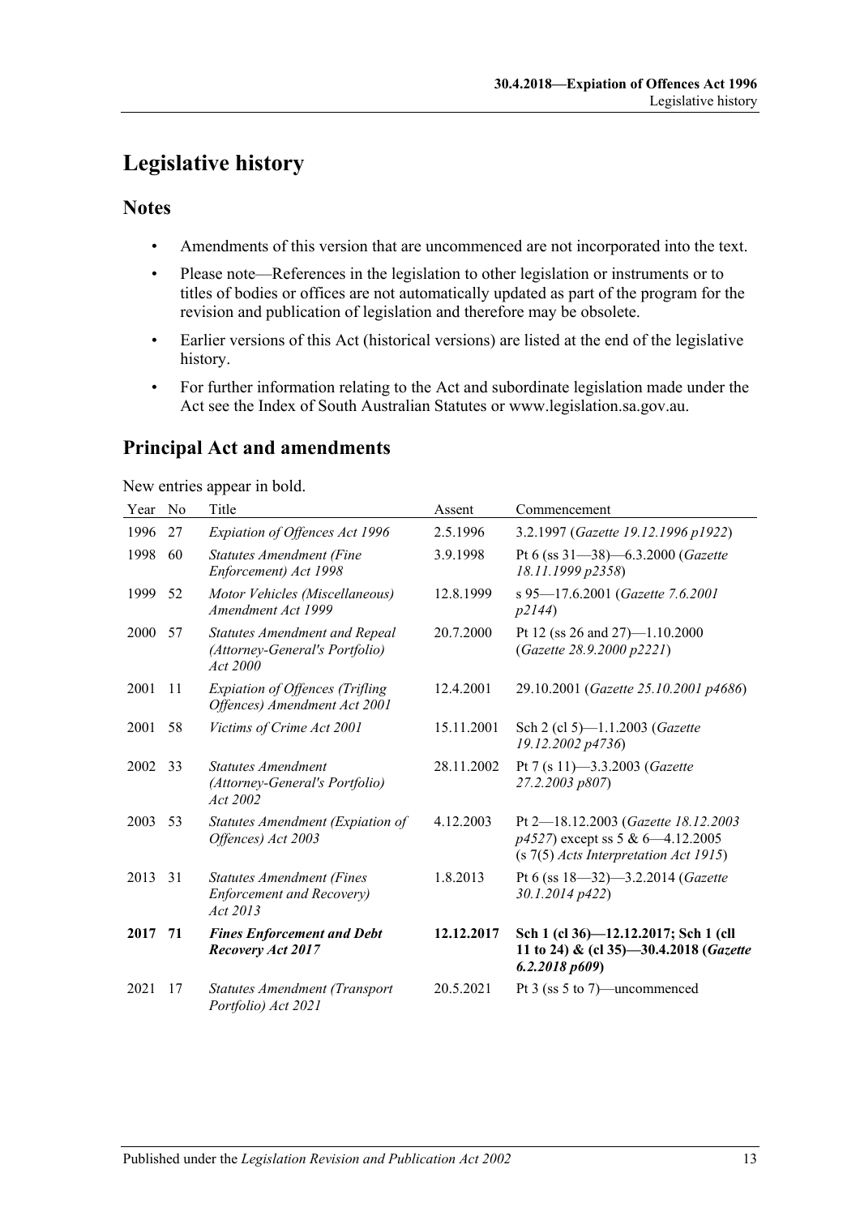# Legislative history

## Notes

- Amendments of this version that are uncommenced are not incorporated into the text.
- Please note—References in the legislation to other legislation or instruments or to titles of bodies or offices are not automatically updated as part of the program for the revision and publication of legislation and therefore may be obsolete.
- Earlier versions of this Act (historical versions) are listed at the end of the legislative history.
- For further information relating to the Act and subordinate legislation made under the Act see the Index of South Australian Statutes or www.legislation.sa.gov.au.

## Principal Act and amendments

New entries appear in bold.

| Year | No | Title | Assent | Commencement |
|---|---|---|---|---|
| 1996 | 27 | *Expiation of Offences Act 1996* | 2.5.1996 | 3.2.1997 (*Gazette 19.12.1996 p1922*) |
| 1998 | 60 | *Statutes Amendment (Fine Enforcement) Act 1998* | 3.9.1998 | Pt 6 (ss 31—38)—6.3.2000 (*Gazette 18.11.1999 p2358*) |
| 1999 | 52 | *Motor Vehicles (Miscellaneous) Amendment Act 1999* | 12.8.1999 | s 95—17.6.2001 (*Gazette 7.6.2001 p2144*) |
| 2000 | 57 | *Statutes Amendment and Repeal (Attorney-General's Portfolio) Act 2000* | 20.7.2000 | Pt 12 (ss 26 and 27)—1.10.2000 (*Gazette 28.9.2000 p2221*) |
| 2001 | 11 | *Expiation of Offences (Trifling Offences) Amendment Act 2001* | 12.4.2001 | 29.10.2001 (*Gazette 25.10.2001 p4686*) |
| 2001 | 58 | *Victims of Crime Act 2001* | 15.11.2001 | Sch 2 (cl 5)—1.1.2003 (*Gazette 19.12.2002 p4736*) |
| 2002 | 33 | *Statutes Amendment (Attorney-General's Portfolio) Act 2002* | 28.11.2002 | Pt 7 (s 11)—3.3.2003 (*Gazette 27.2.2003 p807*) |
| 2003 | 53 | *Statutes Amendment (Expiation of Offences) Act 2003* | 4.12.2003 | Pt 2—18.12.2003 (*Gazette 18.12.2003 p4527*) except ss 5 & 6—4.12.2005 (s 7(5) *Acts Interpretation Act 1915*) |
| 2013 | 31 | *Statutes Amendment (Fines Enforcement and Recovery) Act 2013* | 1.8.2013 | Pt 6 (ss 18—32)—3.2.2014 (*Gazette 30.1.2014 p422*) |
| **2017** | **71** | ***Fines Enforcement and Debt Recovery Act 2017*** | **12.12.2017** | **Sch 1 (cl 36)—12.12.2017; Sch 1 (cll 11 to 24) & (cl 35)—30.4.2018 (*Gazette 6.2.2018 p609*)** |
| 2021 | 17 | *Statutes Amendment (Transport Portfolio) Act 2021* | 20.5.2021 | Pt 3 (ss 5 to 7)—uncommenced |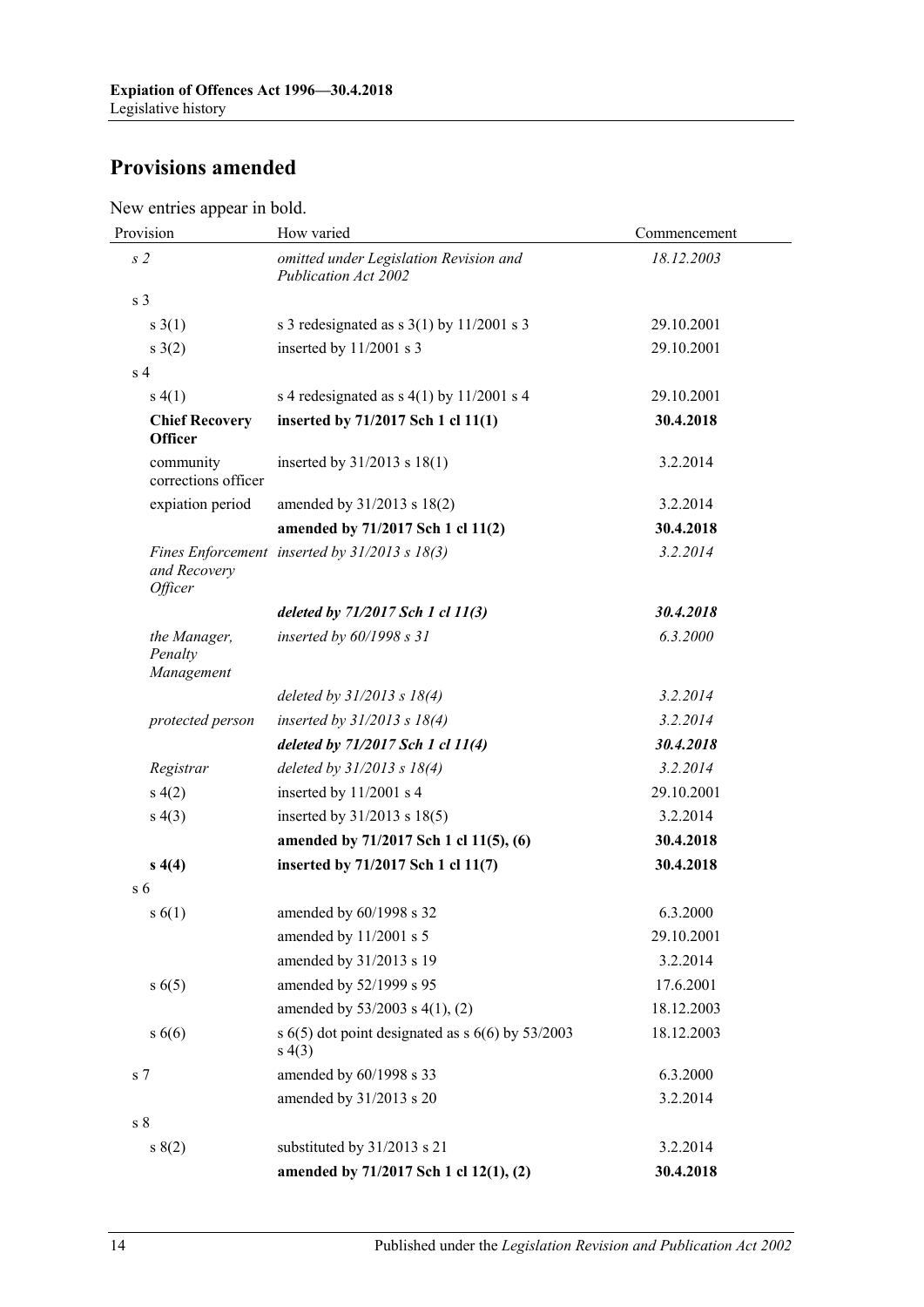## Provisions amended

New entries appear in bold.

| Provision | How varied | Commencement |
|---|---|---|
| *s 2* | *omitted under Legislation Revision and Publication Act 2002* | *18.12.2003* |
| s 3 | | |
| s 3(1) | s 3 redesignated as s 3(1) by 11/2001 s 3 | 29.10.2001 |
| s 3(2) | inserted by 11/2001 s 3 | 29.10.2001 |
| s 4 | | |
| s 4(1) | s 4 redesignated as s 4(1) by 11/2001 s 4 | 29.10.2001 |
| **Chief Recovery Officer** | **inserted by 71/2017 Sch 1 cl 11(1)** | **30.4.2018** |
| community corrections officer | inserted by 31/2013 s 18(1) | 3.2.2014 |
| expiation period | amended by 31/2013 s 18(2) | 3.2.2014 |
| | **amended by 71/2017 Sch 1 cl 11(2)** | **30.4.2018** |
| *Fines Enforcement and Recovery Officer* | *inserted by 31/2013 s 18(3)* | *3.2.2014* |
| | ***deleted by 71/2017 Sch 1 cl 11(3)*** | ***30.4.2018*** |
| *the Manager, Penalty Management* | *inserted by 60/1998 s 31* | *6.3.2000* |
| | *deleted by 31/2013 s 18(4)* | *3.2.2014* |
| *protected person* | *inserted by 31/2013 s 18(4)* | *3.2.2014* |
| | ***deleted by 71/2017 Sch 1 cl 11(4)*** | ***30.4.2018*** |
| *Registrar* | *deleted by 31/2013 s 18(4)* | *3.2.2014* |
| s 4(2) | inserted by 11/2001 s 4 | 29.10.2001 |
| s 4(3) | inserted by 31/2013 s 18(5) | 3.2.2014 |
| | **amended by 71/2017 Sch 1 cl 11(5), (6)** | **30.4.2018** |
| **s 4(4)** | **inserted by 71/2017 Sch 1 cl 11(7)** | **30.4.2018** |
| s 6 | | |
| s 6(1) | amended by 60/1998 s 32 | 6.3.2000 |
| | amended by 11/2001 s 5 | 29.10.2001 |
| | amended by 31/2013 s 19 | 3.2.2014 |
| s 6(5) | amended by 52/1999 s 95 | 17.6.2001 |
| | amended by 53/2003 s 4(1), (2) | 18.12.2003 |
| s 6(6) | s 6(5) dot point designated as s 6(6) by 53/2003 s 4(3) | 18.12.2003 |
| s 7 | amended by 60/1998 s 33 | 6.3.2000 |
| | amended by 31/2013 s 20 | 3.2.2014 |
| s 8 | | |
| s 8(2) | substituted by 31/2013 s 21 | 3.2.2014 |
| | **amended by 71/2017 Sch 1 cl 12(1), (2)** | **30.4.2018** |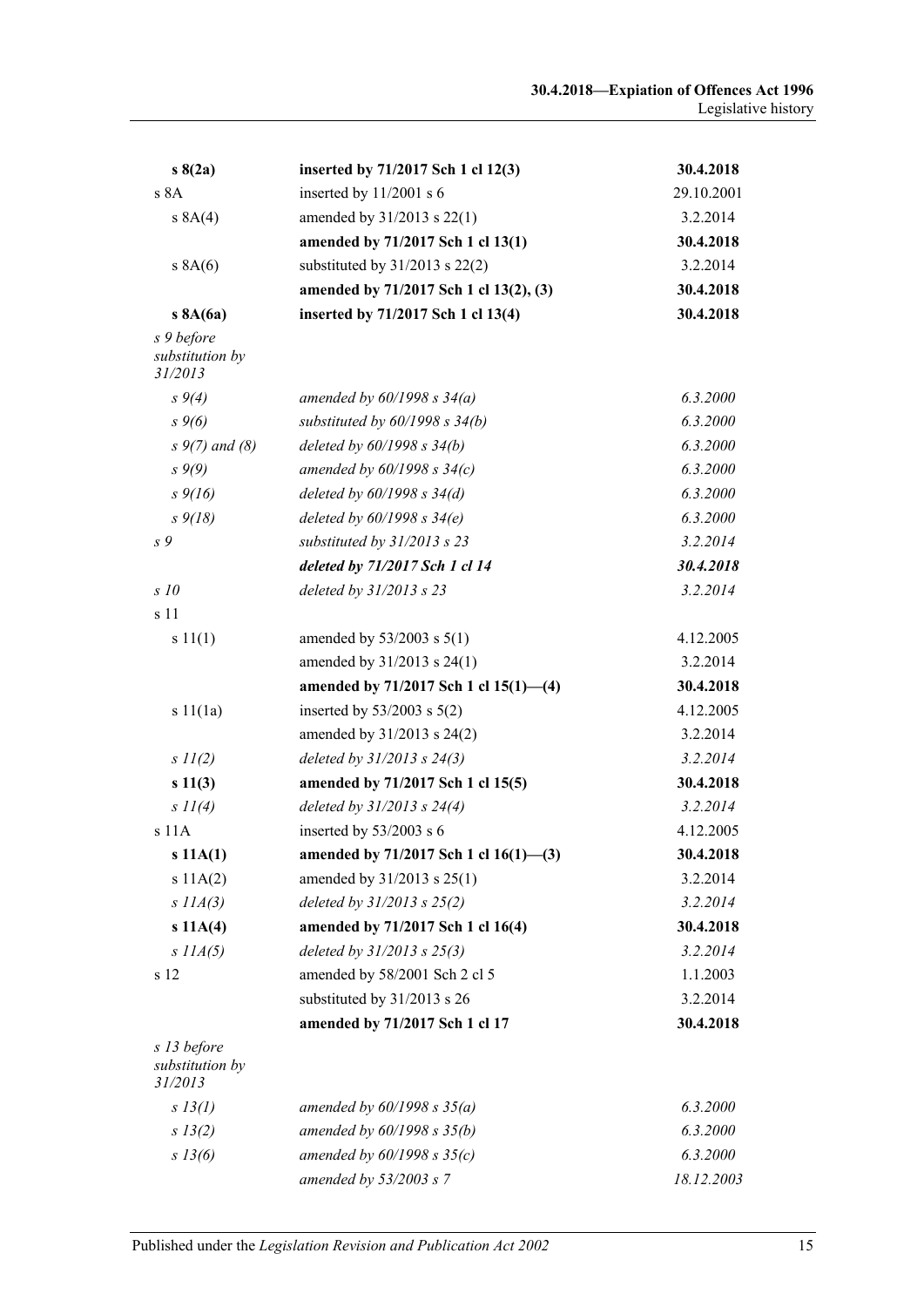| | | |
|---|---|---|
| **s 8(2a)** | **inserted by 71/2017 Sch 1 cl 12(3)** | **30.4.2018** |
| s 8A | inserted by 11/2001 s 6 | 29.10.2001 |
| s 8A(4) | amended by 31/2013 s 22(1) | 3.2.2014 |
| | **amended by 71/2017 Sch 1 cl 13(1)** | **30.4.2018** |
| s 8A(6) | substituted by 31/2013 s 22(2) | 3.2.2014 |
| | **amended by 71/2017 Sch 1 cl 13(2), (3)** | **30.4.2018** |
| **s 8A(6a)** | **inserted by 71/2017 Sch 1 cl 13(4)** | **30.4.2018** |
| *s 9 before substitution by 31/2013* | | |
| *s 9(4)* | *amended by 60/1998 s 34(a)* | *6.3.2000* |
| *s 9(6)* | *substituted by 60/1998 s 34(b)* | *6.3.2000* |
| *s 9(7) and (8)* | *deleted by 60/1998 s 34(b)* | *6.3.2000* |
| *s 9(9)* | *amended by 60/1998 s 34(c)* | *6.3.2000* |
| *s 9(16)* | *deleted by 60/1998 s 34(d)* | *6.3.2000* |
| *s 9(18)* | *deleted by 60/1998 s 34(e)* | *6.3.2000* |
| *s 9* | *substituted by 31/2013 s 23* | *3.2.2014* |
| | ***deleted by 71/2017 Sch 1 cl 14*** | ***30.4.2018*** |
| *s 10* | *deleted by 31/2013 s 23* | *3.2.2014* |
| s 11 | | |
| s 11(1) | amended by 53/2003 s 5(1) | 4.12.2005 |
| | amended by 31/2013 s 24(1) | 3.2.2014 |
| | **amended by 71/2017 Sch 1 cl 15(1)—(4)** | **30.4.2018** |
| s 11(1a) | inserted by 53/2003 s 5(2) | 4.12.2005 |
| | amended by 31/2013 s 24(2) | 3.2.2014 |
| *s 11(2)* | *deleted by 31/2013 s 24(3)* | *3.2.2014* |
| **s 11(3)** | **amended by 71/2017 Sch 1 cl 15(5)** | **30.4.2018** |
| *s 11(4)* | *deleted by 31/2013 s 24(4)* | *3.2.2014* |
| s 11A | inserted by 53/2003 s 6 | 4.12.2005 |
| **s 11A(1)** | **amended by 71/2017 Sch 1 cl 16(1)—(3)** | **30.4.2018** |
| s 11A(2) | amended by 31/2013 s 25(1) | 3.2.2014 |
| *s 11A(3)* | *deleted by 31/2013 s 25(2)* | *3.2.2014* |
| **s 11A(4)** | **amended by 71/2017 Sch 1 cl 16(4)** | **30.4.2018** |
| *s 11A(5)* | *deleted by 31/2013 s 25(3)* | *3.2.2014* |
| s 12 | amended by 58/2001 Sch 2 cl 5 | 1.1.2003 |
| | substituted by 31/2013 s 26 | 3.2.2014 |
| | **amended by 71/2017 Sch 1 cl 17** | **30.4.2018** |
| *s 13 before substitution by 31/2013* | | |
| *s 13(1)* | *amended by 60/1998 s 35(a)* | *6.3.2000* |
| *s 13(2)* | *amended by 60/1998 s 35(b)* | *6.3.2000* |
| *s 13(6)* | *amended by 60/1998 s 35(c)* | *6.3.2000* |
| | *amended by 53/2003 s 7* | *18.12.2003* |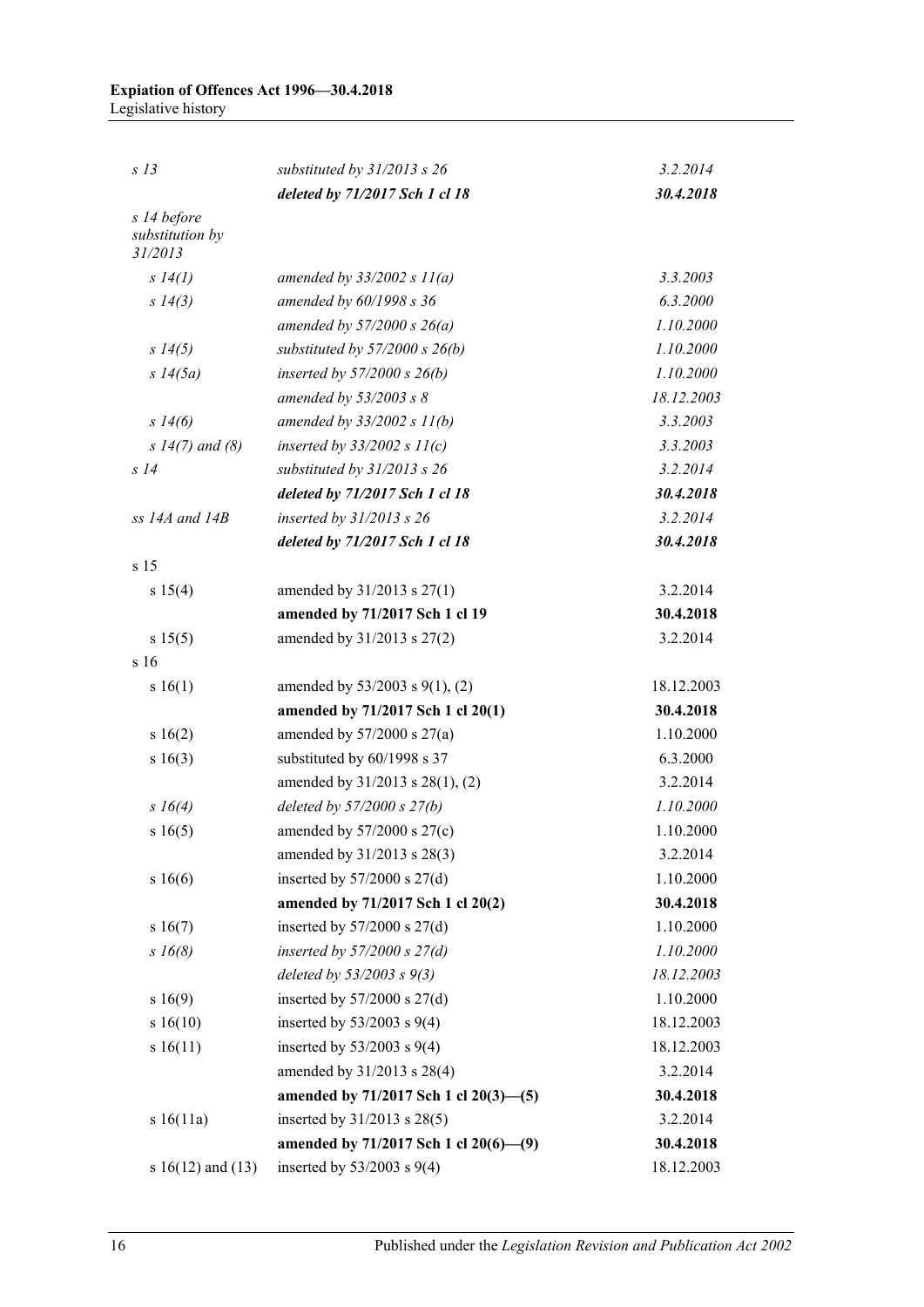| | | |
|---|---|---|
| *s 13* | *substituted by 31/2013 s 26* | *3.2.2014* |
| | ***deleted by 71/2017 Sch 1 cl 18*** | ***30.4.2018*** |
| *s 14 before substitution by 31/2013* | | |
| *s 14(1)* | *amended by 33/2002 s 11(a)* | *3.3.2003* |
| *s 14(3)* | *amended by 60/1998 s 36* | *6.3.2000* |
| | *amended by 57/2000 s 26(a)* | *1.10.2000* |
| *s 14(5)* | *substituted by 57/2000 s 26(b)* | *1.10.2000* |
| *s 14(5a)* | *inserted by 57/2000 s 26(b)* | *1.10.2000* |
| | *amended by 53/2003 s 8* | *18.12.2003* |
| *s 14(6)* | *amended by 33/2002 s 11(b)* | *3.3.2003* |
| *s 14(7) and (8)* | *inserted by 33/2002 s 11(c)* | *3.3.2003* |
| *s 14* | *substituted by 31/2013 s 26* | *3.2.2014* |
| | ***deleted by 71/2017 Sch 1 cl 18*** | ***30.4.2018*** |
| *ss 14A and 14B* | *inserted by 31/2013 s 26* | *3.2.2014* |
| | ***deleted by 71/2017 Sch 1 cl 18*** | ***30.4.2018*** |
| s 15 | | |
| s 15(4) | amended by 31/2013 s 27(1) | 3.2.2014 |
| | **amended by 71/2017 Sch 1 cl 19** | **30.4.2018** |
| s 15(5) | amended by 31/2013 s 27(2) | 3.2.2014 |
| s 16 | | |
| s 16(1) | amended by 53/2003 s 9(1), (2) | 18.12.2003 |
| | **amended by 71/2017 Sch 1 cl 20(1)** | **30.4.2018** |
| s 16(2) | amended by 57/2000 s 27(a) | 1.10.2000 |
| s 16(3) | substituted by 60/1998 s 37 | 6.3.2000 |
| | amended by 31/2013 s 28(1), (2) | 3.2.2014 |
| *s 16(4)* | *deleted by 57/2000 s 27(b)* | *1.10.2000* |
| s 16(5) | amended by 57/2000 s 27(c) | 1.10.2000 |
| | amended by 31/2013 s 28(3) | 3.2.2014 |
| s 16(6) | inserted by 57/2000 s 27(d) | 1.10.2000 |
| | **amended by 71/2017 Sch 1 cl 20(2)** | **30.4.2018** |
| s 16(7) | inserted by 57/2000 s 27(d) | 1.10.2000 |
| *s 16(8)* | *inserted by 57/2000 s 27(d)* | *1.10.2000* |
| | *deleted by 53/2003 s 9(3)* | *18.12.2003* |
| s 16(9) | inserted by 57/2000 s 27(d) | 1.10.2000 |
| s 16(10) | inserted by 53/2003 s 9(4) | 18.12.2003 |
| s 16(11) | inserted by 53/2003 s 9(4) | 18.12.2003 |
| | amended by 31/2013 s 28(4) | 3.2.2014 |
| | **amended by 71/2017 Sch 1 cl 20(3)—(5)** | **30.4.2018** |
| s 16(11a) | inserted by 31/2013 s 28(5) | 3.2.2014 |
| | **amended by 71/2017 Sch 1 cl 20(6)—(9)** | **30.4.2018** |
| s 16(12) and (13) | inserted by 53/2003 s 9(4) | 18.12.2003 |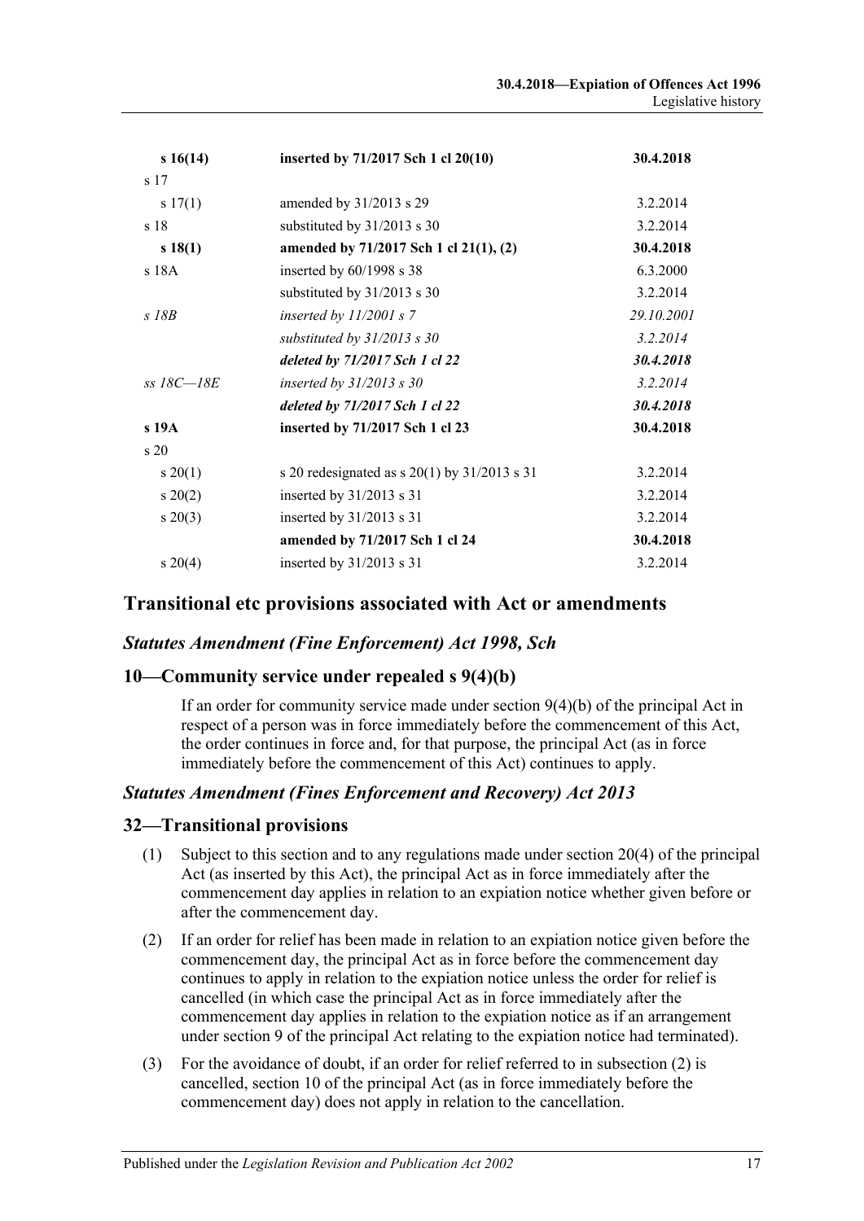| | | |
|---|---|---|
| **s 16(14)** | **inserted by 71/2017 Sch 1 cl 20(10)** | **30.4.2018** |
| s 17 | | |
| s 17(1) | amended by 31/2013 s 29 | 3.2.2014 |
| s 18 | substituted by 31/2013 s 30 | 3.2.2014 |
| **s 18(1)** | **amended by 71/2017 Sch 1 cl 21(1), (2)** | **30.4.2018** |
| s 18A | inserted by 60/1998 s 38 | 6.3.2000 |
| | substituted by 31/2013 s 30 | 3.2.2014 |
| *s 18B* | *inserted by 11/2001 s 7* | *29.10.2001* |
| | *substituted by 31/2013 s 30* | *3.2.2014* |
| | ***deleted by 71/2017 Sch 1 cl 22*** | ***30.4.2018*** |
| *ss 18C—18E* | *inserted by 31/2013 s 30* | *3.2.2014* |
| | ***deleted by 71/2017 Sch 1 cl 22*** | ***30.4.2018*** |
| **s 19A** | **inserted by 71/2017 Sch 1 cl 23** | **30.4.2018** |
| s 20 | | |
| s 20(1) | s 20 redesignated as s 20(1) by 31/2013 s 31 | 3.2.2014 |
| s 20(2) | inserted by 31/2013 s 31 | 3.2.2014 |
| s 20(3) | inserted by 31/2013 s 31 | 3.2.2014 |
| | **amended by 71/2017 Sch 1 cl 24** | **30.4.2018** |
| s 20(4) | inserted by 31/2013 s 31 | 3.2.2014 |

## Transitional etc provisions associated with Act or amendments

### *Statutes Amendment (Fine Enforcement) Act 1998, Sch*

### 10—Community service under repealed s 9(4)(b)

If an order for community service made under section 9(4)(b) of the principal Act in respect of a person was in force immediately before the commencement of this Act, the order continues in force and, for that purpose, the principal Act (as in force immediately before the commencement of this Act) continues to apply.

### *Statutes Amendment (Fines Enforcement and Recovery) Act 2013*

### 32—Transitional provisions

(1) Subject to this section and to any regulations made under section 20(4) of the principal Act (as inserted by this Act), the principal Act as in force immediately after the commencement day applies in relation to an expiation notice whether given before or after the commencement day.

(2) If an order for relief has been made in relation to an expiation notice given before the commencement day, the principal Act as in force before the commencement day continues to apply in relation to the expiation notice unless the order for relief is cancelled (in which case the principal Act as in force immediately after the commencement day applies in relation to the expiation notice as if an arrangement under section 9 of the principal Act relating to the expiation notice had terminated).

(3) For the avoidance of doubt, if an order for relief referred to in subsection (2) is cancelled, section 10 of the principal Act (as in force immediately before the commencement day) does not apply in relation to the cancellation.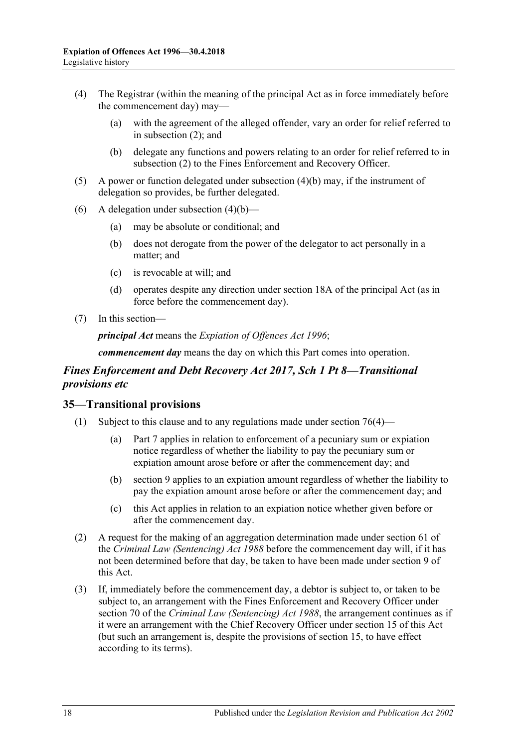(4) The Registrar (within the meaning of the principal Act as in force immediately before the commencement day) may—

(a) with the agreement of the alleged offender, vary an order for relief referred to in subsection (2); and

(b) delegate any functions and powers relating to an order for relief referred to in subsection (2) to the Fines Enforcement and Recovery Officer.

(5) A power or function delegated under subsection (4)(b) may, if the instrument of delegation so provides, be further delegated.

(6) A delegation under subsection (4)(b)—

(a) may be absolute or conditional; and

(b) does not derogate from the power of the delegator to act personally in a matter; and

(c) is revocable at will; and

(d) operates despite any direction under section 18A of the principal Act (as in force before the commencement day).

(7) In this section—

***principal Act*** means the *Expiation of Offences Act 1996*;

***commencement day*** means the day on which this Part comes into operation.

## *Fines Enforcement and Debt Recovery Act 2017, Sch 1 Pt 8—Transitional provisions etc*

### 35—Transitional provisions

(1) Subject to this clause and to any regulations made under section 76(4)—

(a) Part 7 applies in relation to enforcement of a pecuniary sum or expiation notice regardless of whether the liability to pay the pecuniary sum or expiation amount arose before or after the commencement day; and

(b) section 9 applies to an expiation amount regardless of whether the liability to pay the expiation amount arose before or after the commencement day; and

(c) this Act applies in relation to an expiation notice whether given before or after the commencement day.

(2) A request for the making of an aggregation determination made under section 61 of the *Criminal Law (Sentencing) Act 1988* before the commencement day will, if it has not been determined before that day, be taken to have been made under section 9 of this Act.

(3) If, immediately before the commencement day, a debtor is subject to, or taken to be subject to, an arrangement with the Fines Enforcement and Recovery Officer under section 70 of the *Criminal Law (Sentencing) Act 1988*, the arrangement continues as if it were an arrangement with the Chief Recovery Officer under section 15 of this Act (but such an arrangement is, despite the provisions of section 15, to have effect according to its terms).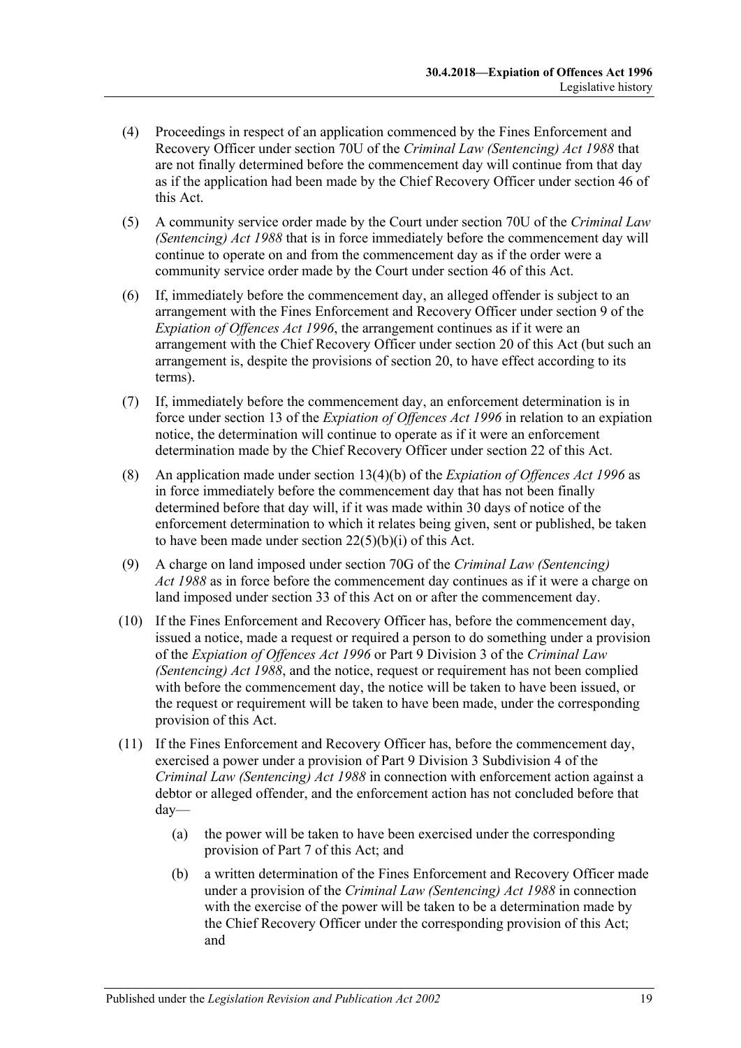(4) Proceedings in respect of an application commenced by the Fines Enforcement and Recovery Officer under section 70U of the *Criminal Law (Sentencing) Act 1988* that are not finally determined before the commencement day will continue from that day as if the application had been made by the Chief Recovery Officer under section 46 of this Act.

(5) A community service order made by the Court under section 70U of the *Criminal Law (Sentencing) Act 1988* that is in force immediately before the commencement day will continue to operate on and from the commencement day as if the order were a community service order made by the Court under section 46 of this Act.

(6) If, immediately before the commencement day, an alleged offender is subject to an arrangement with the Fines Enforcement and Recovery Officer under section 9 of the *Expiation of Offences Act 1996*, the arrangement continues as if it were an arrangement with the Chief Recovery Officer under section 20 of this Act (but such an arrangement is, despite the provisions of section 20, to have effect according to its terms).

(7) If, immediately before the commencement day, an enforcement determination is in force under section 13 of the *Expiation of Offences Act 1996* in relation to an expiation notice, the determination will continue to operate as if it were an enforcement determination made by the Chief Recovery Officer under section 22 of this Act.

(8) An application made under section 13(4)(b) of the *Expiation of Offences Act 1996* as in force immediately before the commencement day that has not been finally determined before that day will, if it was made within 30 days of notice of the enforcement determination to which it relates being given, sent or published, be taken to have been made under section 22(5)(b)(i) of this Act.

(9) A charge on land imposed under section 70G of the *Criminal Law (Sentencing) Act 1988* as in force before the commencement day continues as if it were a charge on land imposed under section 33 of this Act on or after the commencement day.

(10) If the Fines Enforcement and Recovery Officer has, before the commencement day, issued a notice, made a request or required a person to do something under a provision of the *Expiation of Offences Act 1996* or Part 9 Division 3 of the *Criminal Law (Sentencing) Act 1988*, and the notice, request or requirement has not been complied with before the commencement day, the notice will be taken to have been issued, or the request or requirement will be taken to have been made, under the corresponding provision of this Act.

(11) If the Fines Enforcement and Recovery Officer has, before the commencement day, exercised a power under a provision of Part 9 Division 3 Subdivision 4 of the *Criminal Law (Sentencing) Act 1988* in connection with enforcement action against a debtor or alleged offender, and the enforcement action has not concluded before that day—

(a) the power will be taken to have been exercised under the corresponding provision of Part 7 of this Act; and

(b) a written determination of the Fines Enforcement and Recovery Officer made under a provision of the *Criminal Law (Sentencing) Act 1988* in connection with the exercise of the power will be taken to be a determination made by the Chief Recovery Officer under the corresponding provision of this Act; and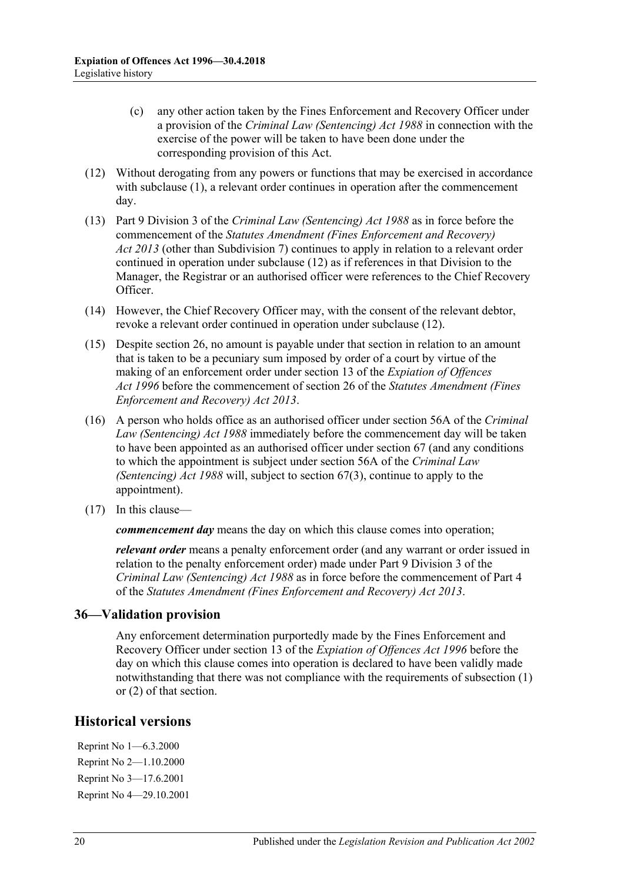(c) any other action taken by the Fines Enforcement and Recovery Officer under a provision of the *Criminal Law (Sentencing) Act 1988* in connection with the exercise of the power will be taken to have been done under the corresponding provision of this Act.

(12) Without derogating from any powers or functions that may be exercised in accordance with subclause (1), a relevant order continues in operation after the commencement day.

(13) Part 9 Division 3 of the *Criminal Law (Sentencing) Act 1988* as in force before the commencement of the *Statutes Amendment (Fines Enforcement and Recovery) Act 2013* (other than Subdivision 7) continues to apply in relation to a relevant order continued in operation under subclause (12) as if references in that Division to the Manager, the Registrar or an authorised officer were references to the Chief Recovery Officer.

(14) However, the Chief Recovery Officer may, with the consent of the relevant debtor, revoke a relevant order continued in operation under subclause (12).

(15) Despite section 26, no amount is payable under that section in relation to an amount that is taken to be a pecuniary sum imposed by order of a court by virtue of the making of an enforcement order under section 13 of the *Expiation of Offences Act 1996* before the commencement of section 26 of the *Statutes Amendment (Fines Enforcement and Recovery) Act 2013*.

(16) A person who holds office as an authorised officer under section 56A of the *Criminal Law (Sentencing) Act 1988* immediately before the commencement day will be taken to have been appointed as an authorised officer under section 67 (and any conditions to which the appointment is subject under section 56A of the *Criminal Law (Sentencing) Act 1988* will, subject to section 67(3), continue to apply to the appointment).

(17) In this clause—

***commencement day*** means the day on which this clause comes into operation;

***relevant order*** means a penalty enforcement order (and any warrant or order issued in relation to the penalty enforcement order) made under Part 9 Division 3 of the *Criminal Law (Sentencing) Act 1988* as in force before the commencement of Part 4 of the *Statutes Amendment (Fines Enforcement and Recovery) Act 2013*.

### 36—Validation provision

Any enforcement determination purportedly made by the Fines Enforcement and Recovery Officer under section 13 of the *Expiation of Offences Act 1996* before the day on which this clause comes into operation is declared to have been validly made notwithstanding that there was not compliance with the requirements of subsection (1) or (2) of that section.

## Historical versions

Reprint No 1—6.3.2000

Reprint No 2—1.10.2000

Reprint No 3—17.6.2001

Reprint No 4—29.10.2001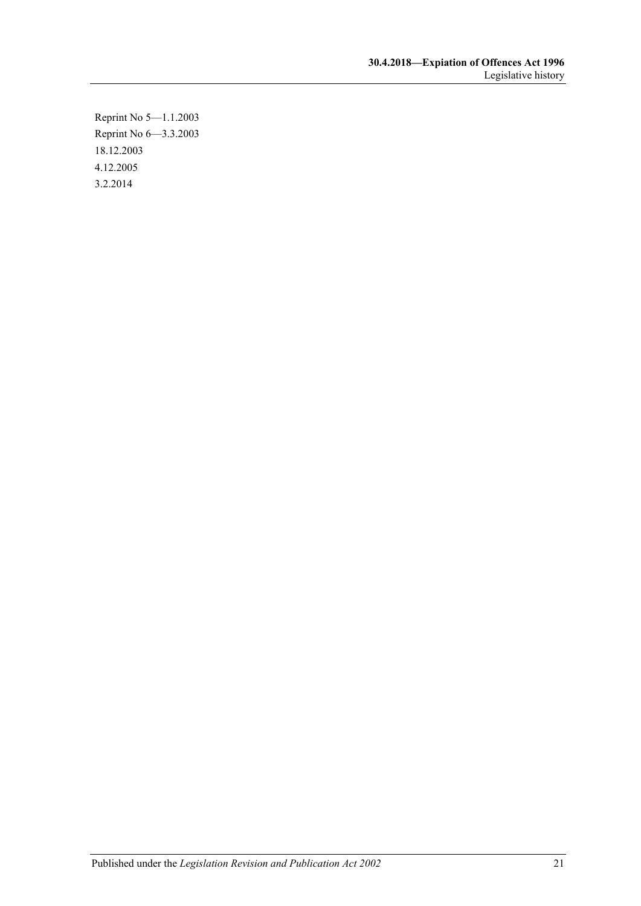Reprint No 5—1.1.2003

Reprint No 6—3.3.2003

18.12.2003

4.12.2005

3.2.2014